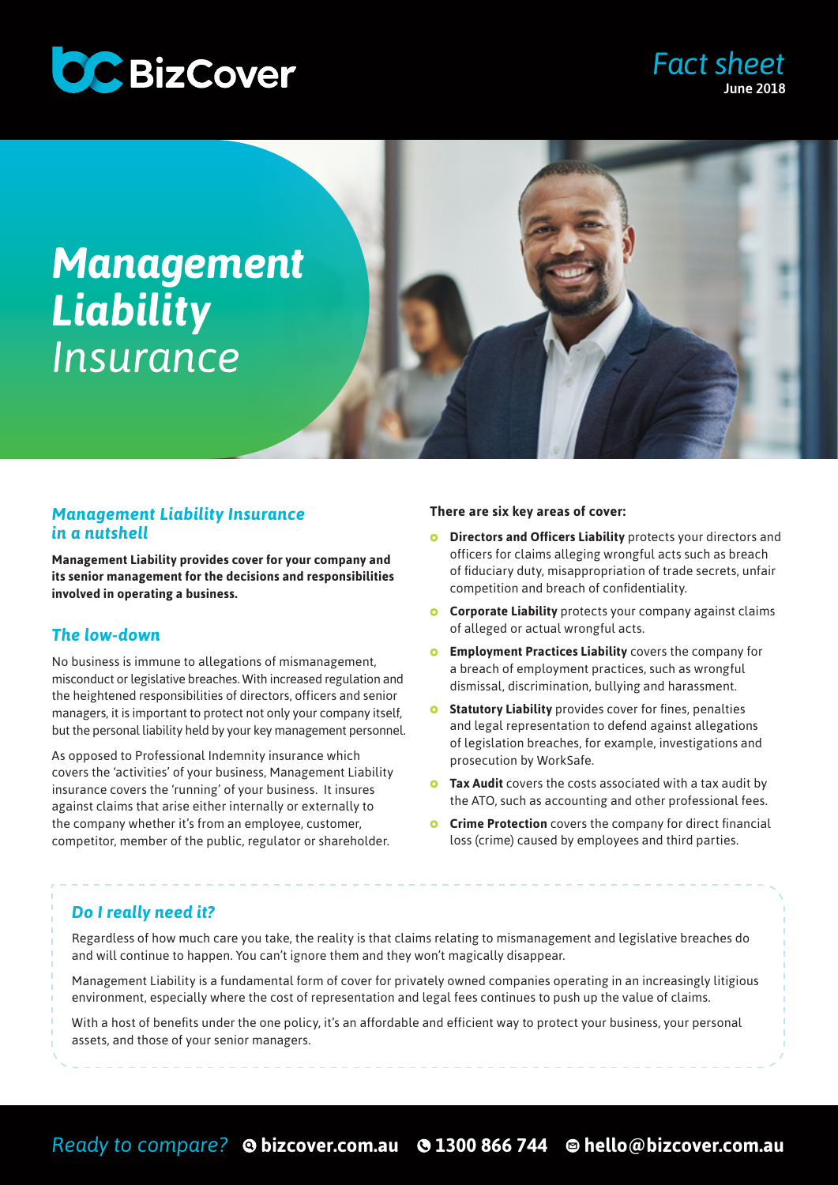BizCover

*Fact sheet*
**June 2018**

# ***Management Liability*** *Insurance*

## *Management Liability Insurance in a nutshell*

**Management Liability provides cover for your company and its senior management for the decisions and responsibilities involved in operating a business.**

## *The low-down*

No business is immune to allegations of mismanagement, misconduct or legislative breaches. With increased regulation and the heightened responsibilities of directors, officers and senior managers, it is important to protect not only your company itself, but the personal liability held by your key management personnel.

As opposed to Professional Indemnity insurance which covers the 'activities' of your business, Management Liability insurance covers the 'running' of your business. It insures against claims that arise either internally or externally to the company whether it's from an employee, customer, competitor, member of the public, regulator or shareholder.

**There are six key areas of cover:**

- **Directors and Officers Liability** protects your directors and officers for claims alleging wrongful acts such as breach of fiduciary duty, misappropriation of trade secrets, unfair competition and breach of confidentiality.
- **Corporate Liability** protects your company against claims of alleged or actual wrongful acts.
- **Employment Practices Liability** covers the company for a breach of employment practices, such as wrongful dismissal, discrimination, bullying and harassment.
- **Statutory Liability** provides cover for fines, penalties and legal representation to defend against allegations of legislation breaches, for example, investigations and prosecution by WorkSafe.
- **Tax Audit** covers the costs associated with a tax audit by the ATO, such as accounting and other professional fees.
- **Crime Protection** covers the company for direct financial loss (crime) caused by employees and third parties.

## *Do I really need it?*

Regardless of how much care you take, the reality is that claims relating to mismanagement and legislative breaches do and will continue to happen. You can't ignore them and they won't magically disappear.

Management Liability is a fundamental form of cover for privately owned companies operating in an increasingly litigious environment, especially where the cost of representation and legal fees continues to push up the value of claims.

With a host of benefits under the one policy, it's an affordable and efficient way to protect your business, your personal assets, and those of your senior managers.

*Ready to compare?* **bizcover.com.au** **1300 866 744** **hello@bizcover.com.au**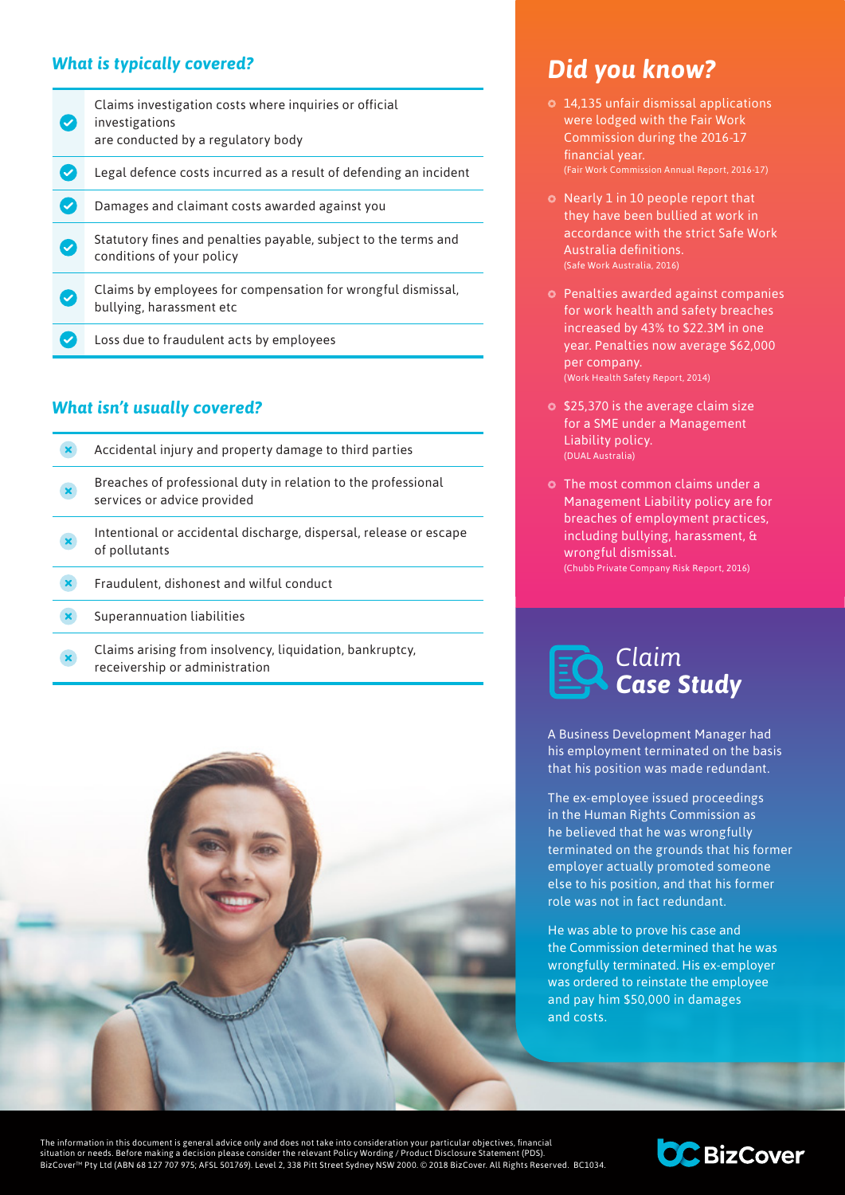## *What is typically covered?*

- Claims investigation costs where inquiries or official investigations are conducted by a regulatory body
- Legal defence costs incurred as a result of defending an incident
- Damages and claimant costs awarded against you
- Statutory fines and penalties payable, subject to the terms and conditions of your policy
- Claims by employees for compensation for wrongful dismissal, bullying, harassment etc
- Loss due to fraudulent acts by employees

## *What isn't usually covered?*

- Accidental injury and property damage to third parties
- Breaches of professional duty in relation to the professional services or advice provided
- Intentional or accidental discharge, dispersal, release or escape of pollutants
- Fraudulent, dishonest and wilful conduct
- Superannuation liabilities
- Claims arising from insolvency, liquidation, bankruptcy, receivership or administration

## *Did you know?*

- 14,135 unfair dismissal applications were lodged with the Fair Work Commission during the 2016-17 financial year.
  (Fair Work Commission Annual Report, 2016-17)
- Nearly 1 in 10 people report that they have been bullied at work in accordance with the strict Safe Work Australia definitions.
  (Safe Work Australia, 2016)
- Penalties awarded against companies for work health and safety breaches increased by 43% to $22.3M in one year. Penalties now average $62,000 per company.
  (Work Health Safety Report, 2014)
- $25,370 is the average claim size for a SME under a Management Liability policy.
  (DUAL Australia)
- The most common claims under a Management Liability policy are for breaches of employment practices, including bullying, harassment, & wrongful dismissal.
  (Chubb Private Company Risk Report, 2016)

## Claim ***Case Study***

A Business Development Manager had his employment terminated on the basis that his position was made redundant.

The ex-employee issued proceedings in the Human Rights Commission as he believed that he was wrongfully terminated on the grounds that his former employer actually promoted someone else to his position, and that his former role was not in fact redundant.

He was able to prove his case and the Commission determined that he was wrongfully terminated. His ex-employer was ordered to reinstate the employee and pay him $50,000 in damages and costs.

The information in this document is general advice only and does not take into consideration your particular objectives, financial situation or needs. Before making a decision please consider the relevant Policy Wording / Product Disclosure Statement (PDS). BizCover™ Pty Ltd (ABN 68 127 707 975; AFSL 501769). Level 2, 338 Pitt Street Sydney NSW 2000. © 2018 BizCover. All Rights Reserved. BC1034.

BizCover